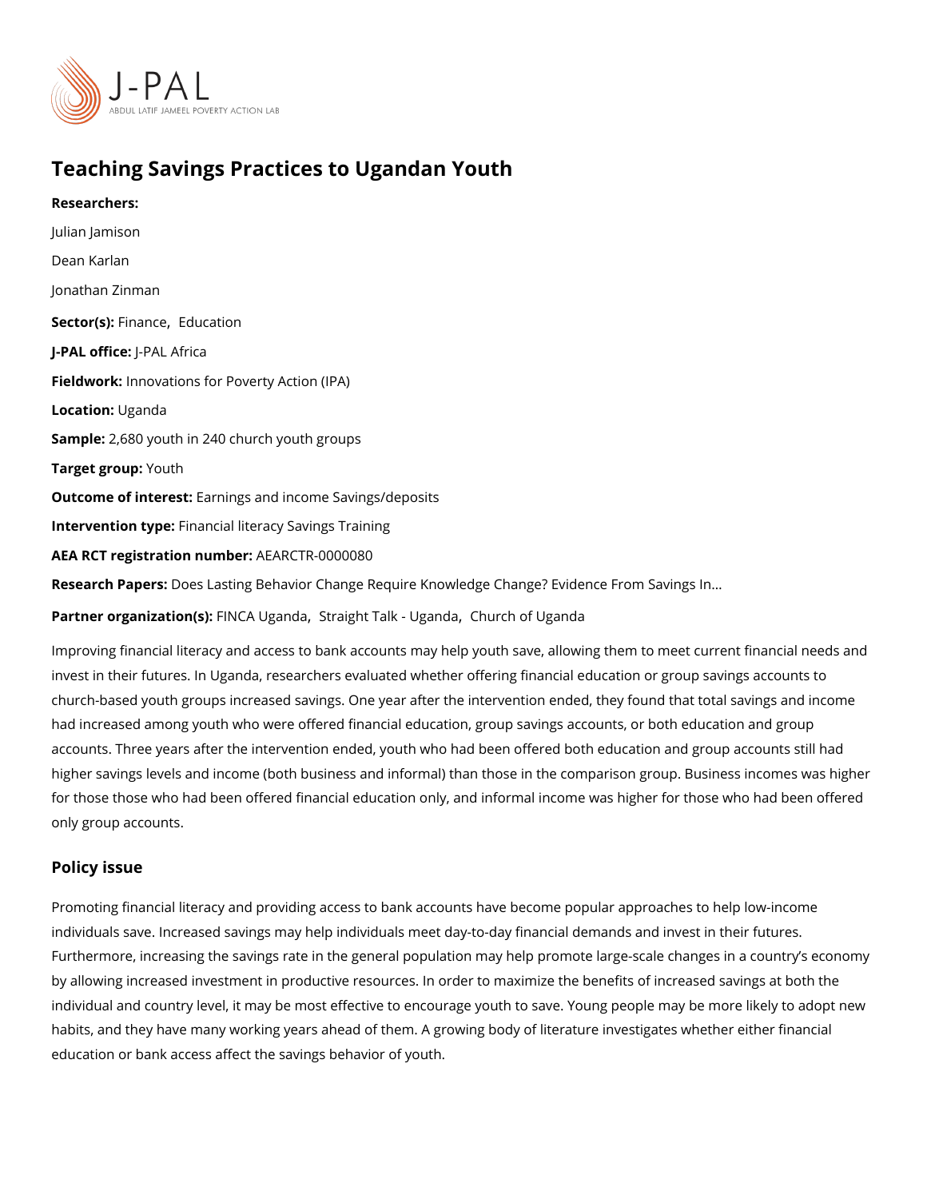# Teaching Savings Practices to Ugandan Youth

**Researchers:**

Julian Jamison

Dean Karlan

Jonathan Zinman

**Sector(s):** Finance, Education

**J-PAL office:** J-PAL Africa

**Fieldwork:** Innovations for Poverty Action (IPA)

**Location:** Uganda

**Sample:** 2,680 youth in 240 church youth groups

**Target group:** Youth

**Outcome of interest:** Earnings and income Savings/deposits

**Intervention type:** Financial literacy Savings Training

**AEA RCT registration number:** AEARCTR-0000080

**Research Papers:** Does Lasting Behavior Change Require Knowledge Change? Evidence From Savings In...

**Partner organization(s):** FINCA Uganda, Straight Talk - Uganda, Church of Uganda

Improving financial literacy and access to bank accounts may help youth save, allowing them to meet current financial needs and invest in their futures. In Uganda, researchers evaluated whether offering financial education or group savings accounts to church-based youth groups increased savings. One year after the intervention ended, they found that total savings and income had increased among youth who were offered financial education, group savings accounts, or both education and group accounts. Three years after the intervention ended, youth who had been offered both education and group accounts still had higher savings levels and income (both business and informal) than those in the comparison group. Business incomes was higher for those those who had been offered financial education only, and informal income was higher for those who had been offered only group accounts.

## Policy issue

Promoting financial literacy and providing access to bank accounts have become popular approaches to help low-income individuals save. Increased savings may help individuals meet day-to-day financial demands and invest in their futures. Furthermore, increasing the savings rate in the general population may help promote large-scale changes in a country's economy by allowing increased investment in productive resources. In order to maximize the benefits of increased savings at both the individual and country level, it may be most effective to encourage youth to save. Young people may be more likely to adopt new habits, and they have many working years ahead of them. A growing body of literature investigates whether either financial education or bank access affect the savings behavior of youth.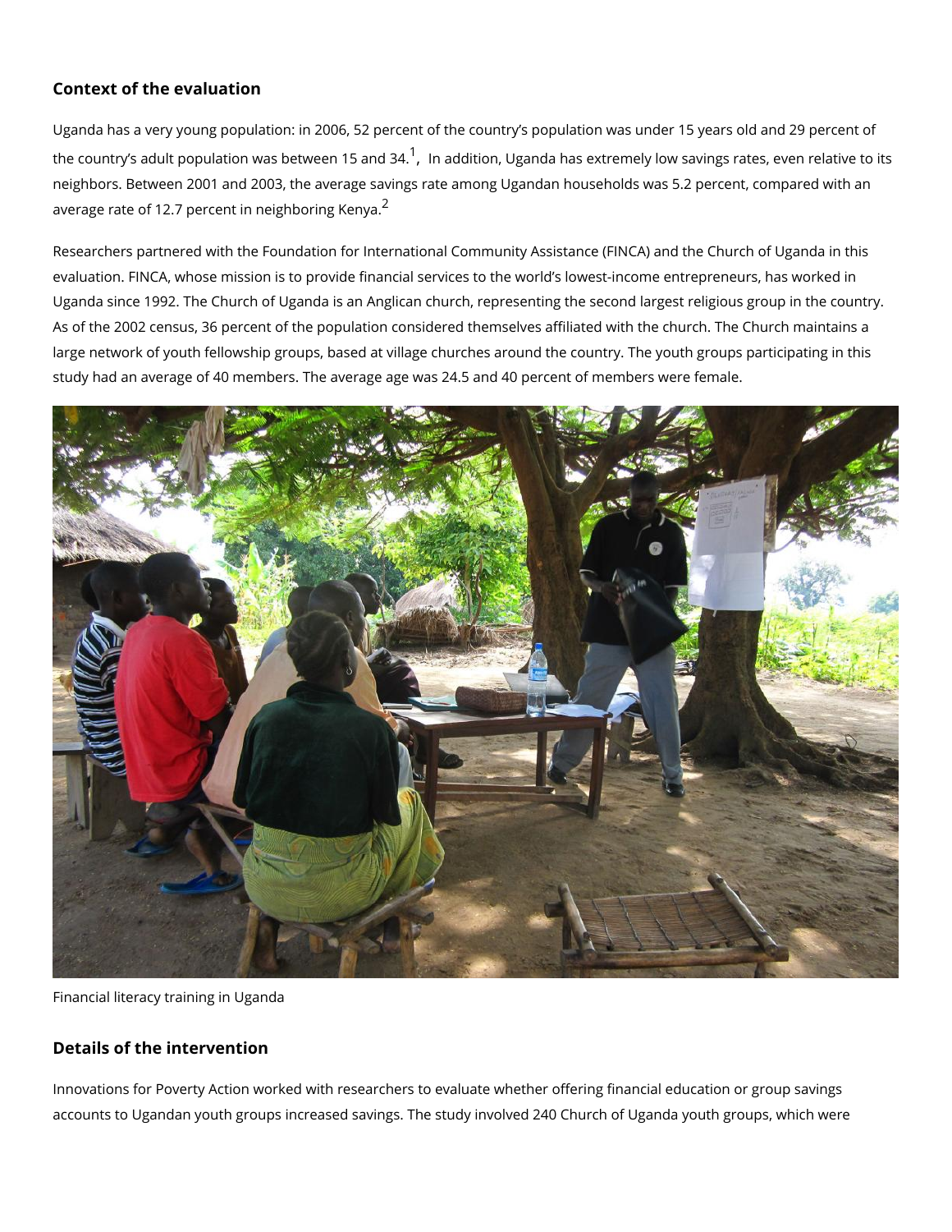## Context of the evaluation

Uganda has a very young population: in 2006, 52 percent of the country's population was under 15 years old and 29 percent of the country's adult population was between 15 and 34.[1], In addition, Uganda has extremely low savings rates, even relative to its neighbors. Between 2001 and 2003, the average savings rate among Ugandan households was 5.2 percent, compared with an average rate of 12.7 percent in neighboring Kenya.[2]

Researchers partnered with the Foundation for International Community Assistance (FINCA) and the Church of Uganda in this evaluation. FINCA, whose mission is to provide financial services to the world's lowest-income entrepreneurs, has worked in Uganda since 1992. The Church of Uganda is an Anglican church, representing the second largest religious group in the country. As of the 2002 census, 36 percent of the population considered themselves affiliated with the church. The Church maintains a large network of youth fellowship groups, based at village churches around the country. The youth groups participating in this study had an average of 40 members. The average age was 24.5 and 40 percent of members were female.

Financial literacy training in Uganda

## Details of the intervention

Innovations for Poverty Action worked with researchers to evaluate whether offering financial education or group savings accounts to Ugandan youth groups increased savings. The study involved 240 Church of Uganda youth groups, which were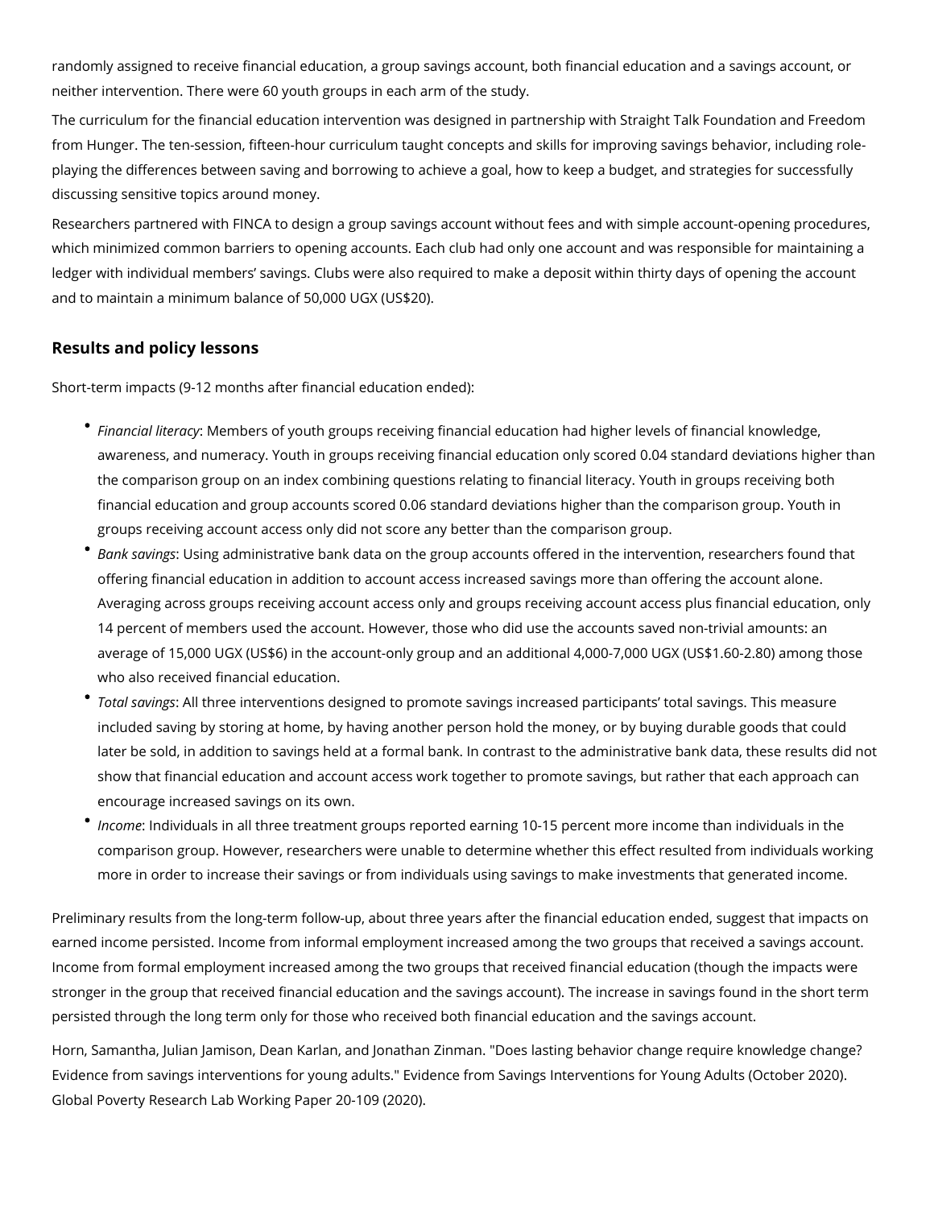randomly assigned to receive financial education, a group savings account, both financial education and a savings account, or neither intervention. There were 60 youth groups in each arm of the study.

The curriculum for the financial education intervention was designed in partnership with Straight Talk Foundation and Freedom from Hunger. The ten-session, fifteen-hour curriculum taught concepts and skills for improving savings behavior, including role-playing the differences between saving and borrowing to achieve a goal, how to keep a budget, and strategies for successfully discussing sensitive topics around money.

Researchers partnered with FINCA to design a group savings account without fees and with simple account-opening procedures, which minimized common barriers to opening accounts. Each club had only one account and was responsible for maintaining a ledger with individual members' savings. Clubs were also required to make a deposit within thirty days of opening the account and to maintain a minimum balance of 50,000 UGX (US$20).

## Results and policy lessons

Short-term impacts (9-12 months after financial education ended):

- *Financial literacy*: Members of youth groups receiving financial education had higher levels of financial knowledge, awareness, and numeracy. Youth in groups receiving financial education only scored 0.04 standard deviations higher than the comparison group on an index combining questions relating to financial literacy. Youth in groups receiving both financial education and group accounts scored 0.06 standard deviations higher than the comparison group. Youth in groups receiving account access only did not score any better than the comparison group.
- *Bank savings*: Using administrative bank data on the group accounts offered in the intervention, researchers found that offering financial education in addition to account access increased savings more than offering the account alone. Averaging across groups receiving account access only and groups receiving account access plus financial education, only 14 percent of members used the account. However, those who did use the accounts saved non-trivial amounts: an average of 15,000 UGX (US$6) in the account-only group and an additional 4,000-7,000 UGX (US$1.60-2.80) among those who also received financial education.
- *Total savings*: All three interventions designed to promote savings increased participants' total savings. This measure included saving by storing at home, by having another person hold the money, or by buying durable goods that could later be sold, in addition to savings held at a formal bank. In contrast to the administrative bank data, these results did not show that financial education and account access work together to promote savings, but rather that each approach can encourage increased savings on its own.
- *Income*: Individuals in all three treatment groups reported earning 10-15 percent more income than individuals in the comparison group. However, researchers were unable to determine whether this effect resulted from individuals working more in order to increase their savings or from individuals using savings to make investments that generated income.

Preliminary results from the long-term follow-up, about three years after the financial education ended, suggest that impacts on earned income persisted. Income from informal employment increased among the two groups that received a savings account. Income from formal employment increased among the two groups that received financial education (though the impacts were stronger in the group that received financial education and the savings account). The increase in savings found in the short term persisted through the long term only for those who received both financial education and the savings account.

Horn, Samantha, Julian Jamison, Dean Karlan, and Jonathan Zinman. "Does lasting behavior change require knowledge change? Evidence from savings interventions for young adults." Evidence from Savings Interventions for Young Adults (October 2020). Global Poverty Research Lab Working Paper 20-109 (2020).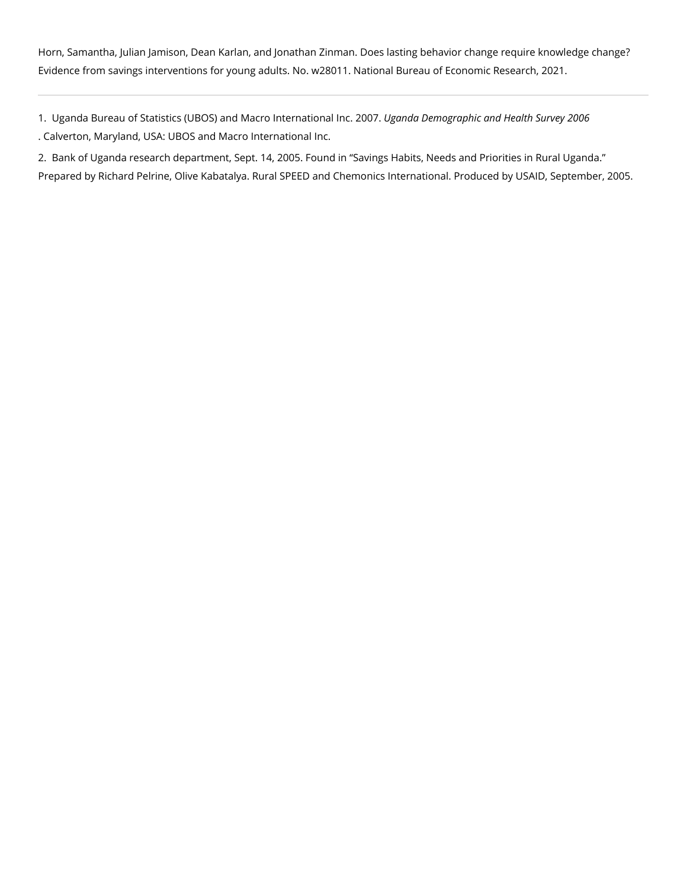Horn, Samantha, Julian Jamison, Dean Karlan, and Jonathan Zinman. Does lasting behavior change require knowledge change? Evidence from savings interventions for young adults. No. w28011. National Bureau of Economic Research, 2021.

---

1. Uganda Bureau of Statistics (UBOS) and Macro International Inc. 2007. *Uganda Demographic and Health Survey 2006*. Calverton, Maryland, USA: UBOS and Macro International Inc.
2. Bank of Uganda research department, Sept. 14, 2005. Found in "Savings Habits, Needs and Priorities in Rural Uganda." Prepared by Richard Pelrine, Olive Kabatalya. Rural SPEED and Chemonics International. Produced by USAID, September, 2005.